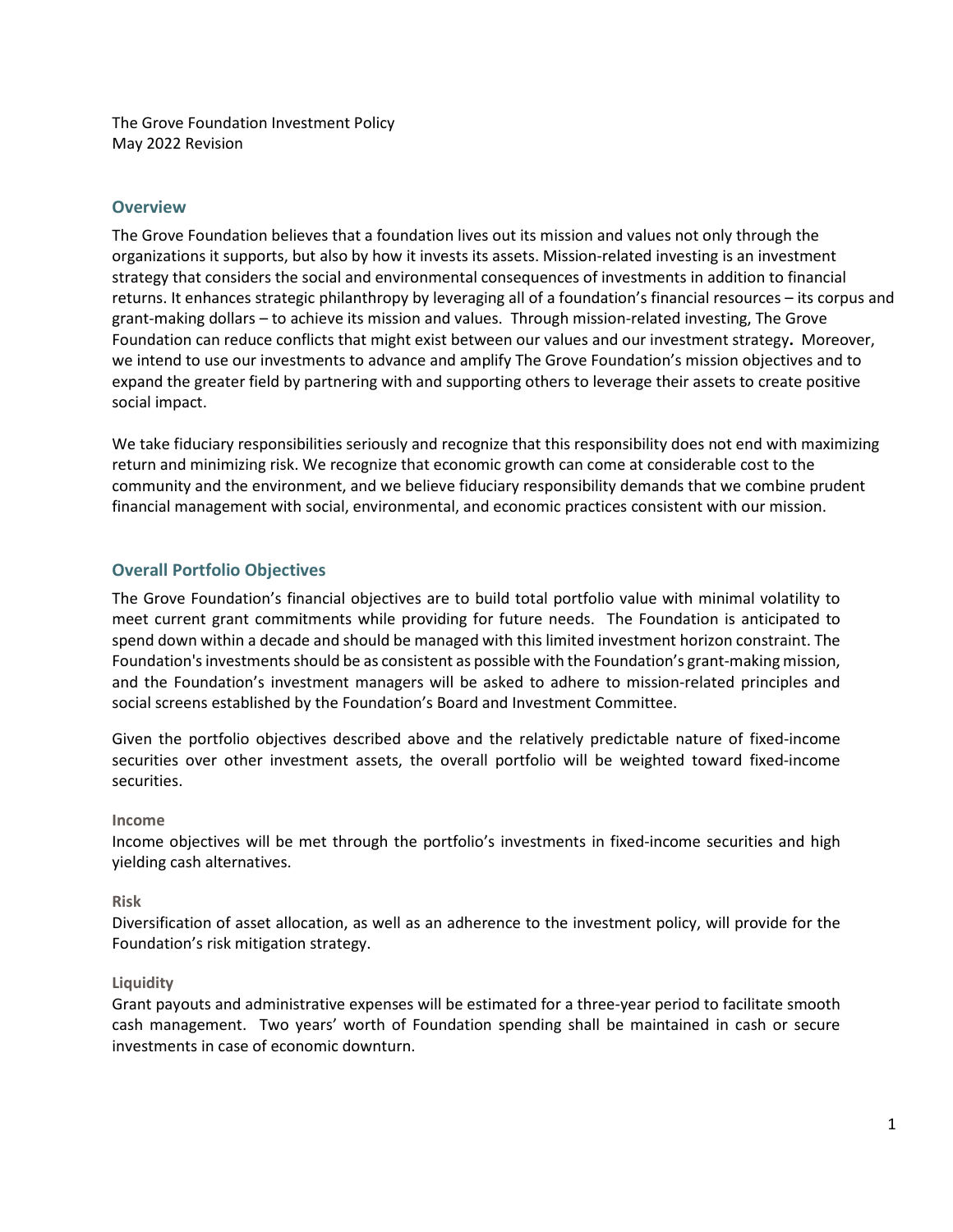The Grove Foundation Investment Policy
May 2022 Revision

## Overview

The Grove Foundation believes that a foundation lives out its mission and values not only through the organizations it supports, but also by how it invests its assets. Mission-related investing is an investment strategy that considers the social and environmental consequences of investments in addition to financial returns. It enhances strategic philanthropy by leveraging all of a foundation's financial resources – its corpus and grant-making dollars – to achieve its mission and values. Through mission-related investing, The Grove Foundation can reduce conflicts that might exist between our values and our investment strategy**.** Moreover, we intend to use our investments to advance and amplify The Grove Foundation's mission objectives and to expand the greater field by partnering with and supporting others to leverage their assets to create positive social impact.

We take fiduciary responsibilities seriously and recognize that this responsibility does not end with maximizing return and minimizing risk. We recognize that economic growth can come at considerable cost to the community and the environment, and we believe fiduciary responsibility demands that we combine prudent financial management with social, environmental, and economic practices consistent with our mission.

## Overall Portfolio Objectives

The Grove Foundation's financial objectives are to build total portfolio value with minimal volatility to meet current grant commitments while providing for future needs. The Foundation is anticipated to spend down within a decade and should be managed with this limited investment horizon constraint. The Foundation's investments should be as consistent as possible with the Foundation's grant-making mission, and the Foundation's investment managers will be asked to adhere to mission-related principles and social screens established by the Foundation's Board and Investment Committee.

Given the portfolio objectives described above and the relatively predictable nature of fixed-income securities over other investment assets, the overall portfolio will be weighted toward fixed-income securities.

### Income

Income objectives will be met through the portfolio's investments in fixed-income securities and high yielding cash alternatives.

### Risk

Diversification of asset allocation, as well as an adherence to the investment policy, will provide for the Foundation's risk mitigation strategy.

### Liquidity

Grant payouts and administrative expenses will be estimated for a three-year period to facilitate smooth cash management. Two years' worth of Foundation spending shall be maintained in cash or secure investments in case of economic downturn.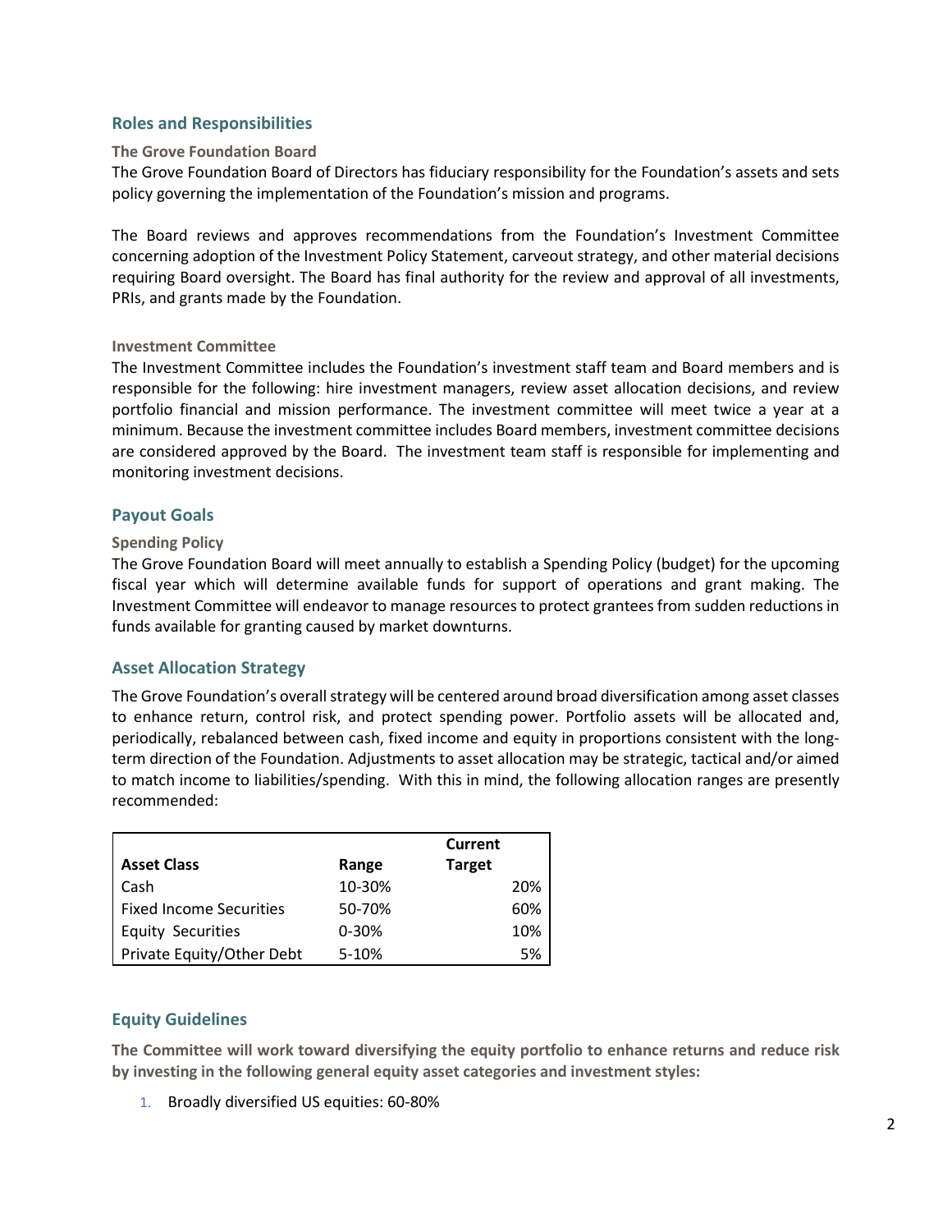## Roles and Responsibilities

### The Grove Foundation Board

The Grove Foundation Board of Directors has fiduciary responsibility for the Foundation's assets and sets policy governing the implementation of the Foundation's mission and programs.

The Board reviews and approves recommendations from the Foundation's Investment Committee concerning adoption of the Investment Policy Statement, carveout strategy, and other material decisions requiring Board oversight. The Board has final authority for the review and approval of all investments, PRIs, and grants made by the Foundation.

### Investment Committee

The Investment Committee includes the Foundation's investment staff team and Board members and is responsible for the following: hire investment managers, review asset allocation decisions, and review portfolio financial and mission performance. The investment committee will meet twice a year at a minimum. Because the investment committee includes Board members, investment committee decisions are considered approved by the Board. The investment team staff is responsible for implementing and monitoring investment decisions.

## Payout Goals

### Spending Policy

The Grove Foundation Board will meet annually to establish a Spending Policy (budget) for the upcoming fiscal year which will determine available funds for support of operations and grant making. The Investment Committee will endeavor to manage resources to protect grantees from sudden reductions in funds available for granting caused by market downturns.

## Asset Allocation Strategy

The Grove Foundation's overall strategy will be centered around broad diversification among asset classes to enhance return, control risk, and protect spending power. Portfolio assets will be allocated and, periodically, rebalanced between cash, fixed income and equity in proportions consistent with the long-term direction of the Foundation. Adjustments to asset allocation may be strategic, tactical and/or aimed to match income to liabilities/spending. With this in mind, the following allocation ranges are presently recommended:

| Asset Class | Range | Current Target |
|---|---|---|
| Cash | 10-30% | 20% |
| Fixed Income Securities | 50-70% | 60% |
| Equity Securities | 0-30% | 10% |
| Private Equity/Other Debt | 5-10% | 5% |

## Equity Guidelines

**The Committee will work toward diversifying the equity portfolio to enhance returns and reduce risk by investing in the following general equity asset categories and investment styles:**

1. Broadly diversified US equities: 60-80%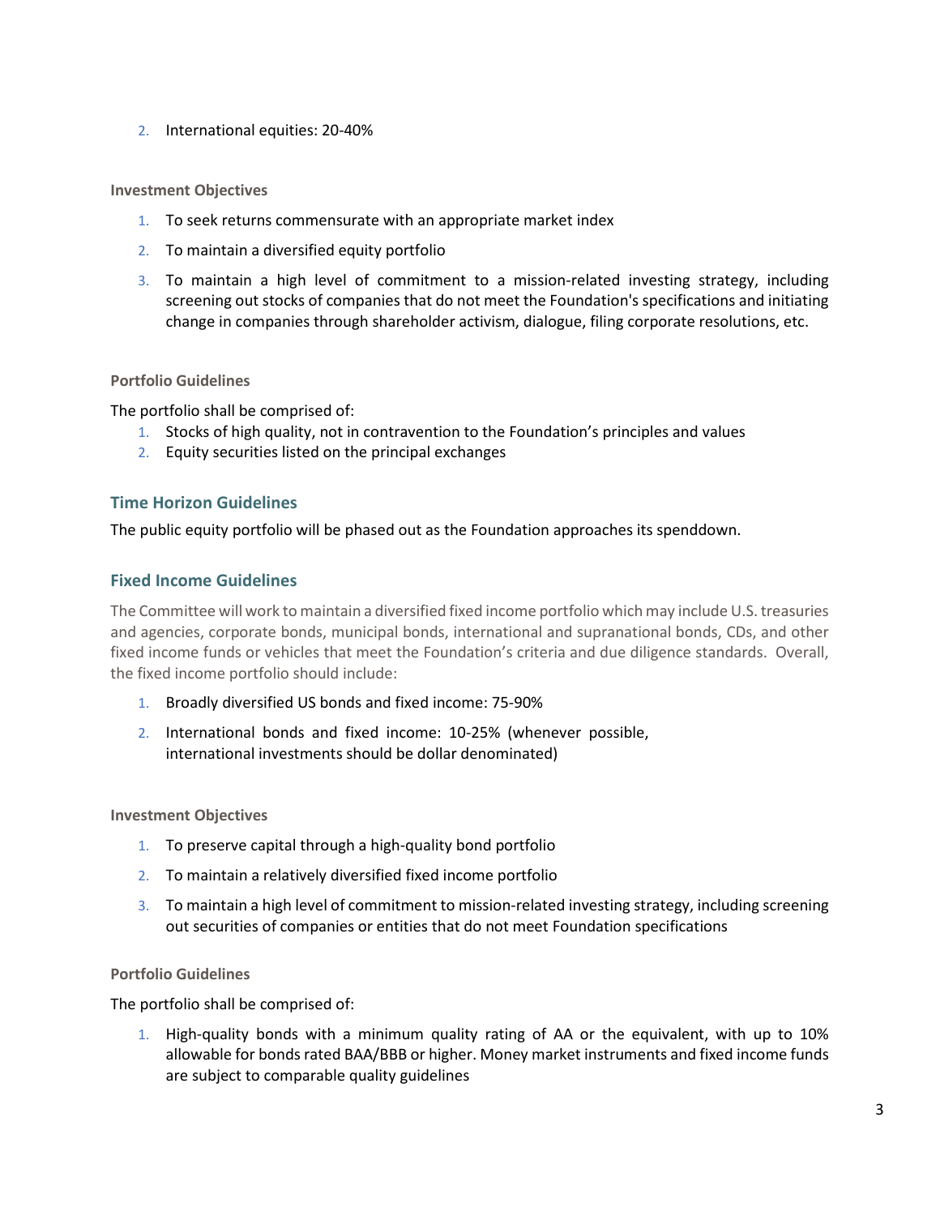2. International equities: 20-40%

#### Investment Objectives

1. To seek returns commensurate with an appropriate market index
2. To maintain a diversified equity portfolio
3. To maintain a high level of commitment to a mission-related investing strategy, including screening out stocks of companies that do not meet the Foundation's specifications and initiating change in companies through shareholder activism, dialogue, filing corporate resolutions, etc.

#### Portfolio Guidelines

The portfolio shall be comprised of:

1. Stocks of high quality, not in contravention to the Foundation's principles and values
2. Equity securities listed on the principal exchanges

### Time Horizon Guidelines

The public equity portfolio will be phased out as the Foundation approaches its spenddown.

### Fixed Income Guidelines

The Committee will work to maintain a diversified fixed income portfolio which may include U.S. treasuries and agencies, corporate bonds, municipal bonds, international and supranational bonds, CDs, and other fixed income funds or vehicles that meet the Foundation's criteria and due diligence standards. Overall, the fixed income portfolio should include:

1. Broadly diversified US bonds and fixed income: 75-90%
2. International bonds and fixed income: 10-25% (whenever possible, international investments should be dollar denominated)

#### Investment Objectives

1. To preserve capital through a high-quality bond portfolio
2. To maintain a relatively diversified fixed income portfolio
3. To maintain a high level of commitment to mission-related investing strategy, including screening out securities of companies or entities that do not meet Foundation specifications

#### Portfolio Guidelines

The portfolio shall be comprised of:

1. High-quality bonds with a minimum quality rating of AA or the equivalent, with up to 10% allowable for bonds rated BAA/BBB or higher. Money market instruments and fixed income funds are subject to comparable quality guidelines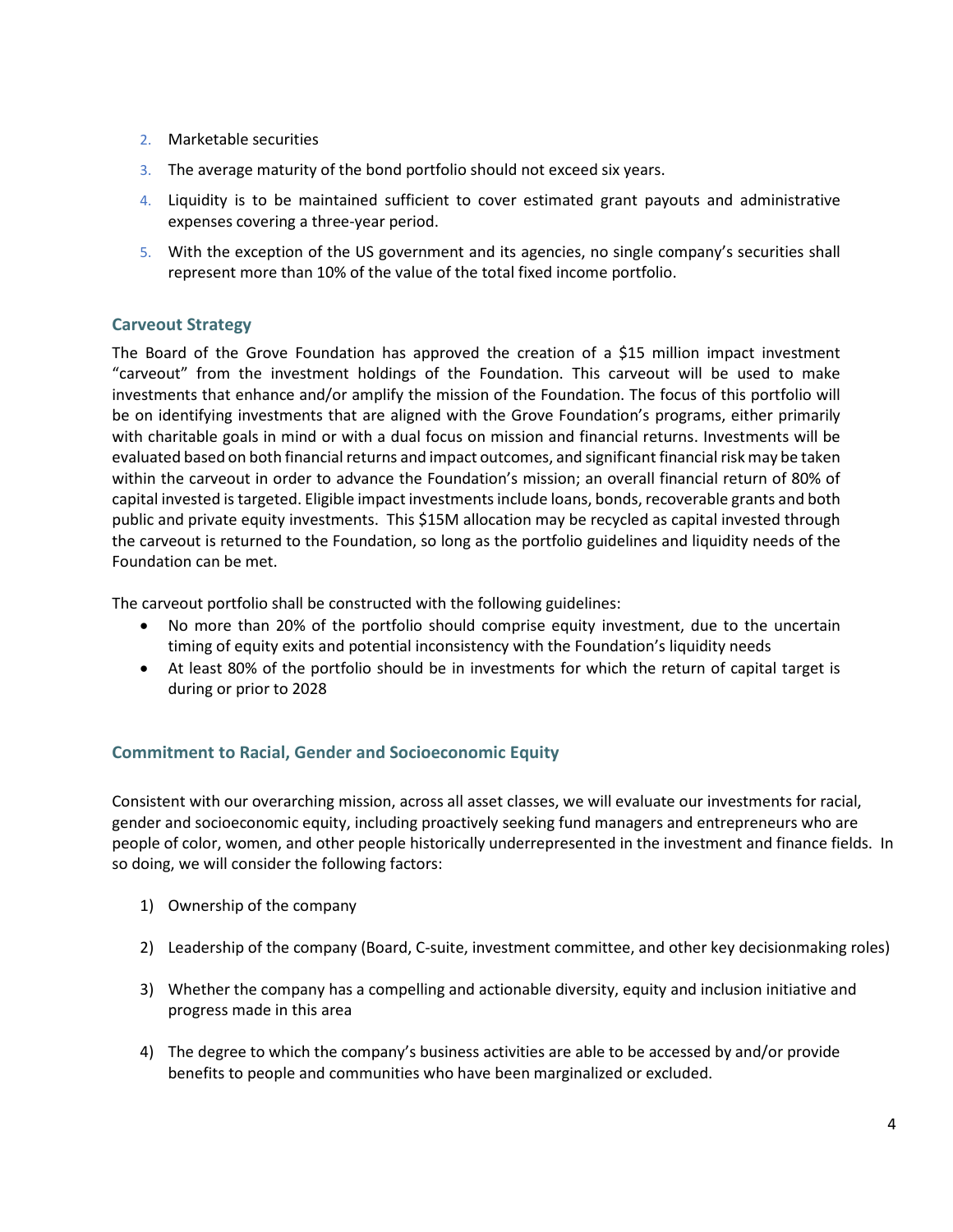2. Marketable securities
3. The average maturity of the bond portfolio should not exceed six years.
4. Liquidity is to be maintained sufficient to cover estimated grant payouts and administrative expenses covering a three-year period.
5. With the exception of the US government and its agencies, no single company's securities shall represent more than 10% of the value of the total fixed income portfolio.

## Carveout Strategy

The Board of the Grove Foundation has approved the creation of a $15 million impact investment "carveout" from the investment holdings of the Foundation. This carveout will be used to make investments that enhance and/or amplify the mission of the Foundation. The focus of this portfolio will be on identifying investments that are aligned with the Grove Foundation's programs, either primarily with charitable goals in mind or with a dual focus on mission and financial returns. Investments will be evaluated based on both financial returns and impact outcomes, and significant financial risk may be taken within the carveout in order to advance the Foundation's mission; an overall financial return of 80% of capital invested is targeted. Eligible impact investments include loans, bonds, recoverable grants and both public and private equity investments. This $15M allocation may be recycled as capital invested through the carveout is returned to the Foundation, so long as the portfolio guidelines and liquidity needs of the Foundation can be met.

The carveout portfolio shall be constructed with the following guidelines:

- No more than 20% of the portfolio should comprise equity investment, due to the uncertain timing of equity exits and potential inconsistency with the Foundation's liquidity needs
- At least 80% of the portfolio should be in investments for which the return of capital target is during or prior to 2028

## Commitment to Racial, Gender and Socioeconomic Equity

Consistent with our overarching mission, across all asset classes, we will evaluate our investments for racial, gender and socioeconomic equity, including proactively seeking fund managers and entrepreneurs who are people of color, women, and other people historically underrepresented in the investment and finance fields. In so doing, we will consider the following factors:

1) Ownership of the company
2) Leadership of the company (Board, C-suite, investment committee, and other key decisionmaking roles)
3) Whether the company has a compelling and actionable diversity, equity and inclusion initiative and progress made in this area
4) The degree to which the company's business activities are able to be accessed by and/or provide benefits to people and communities who have been marginalized or excluded.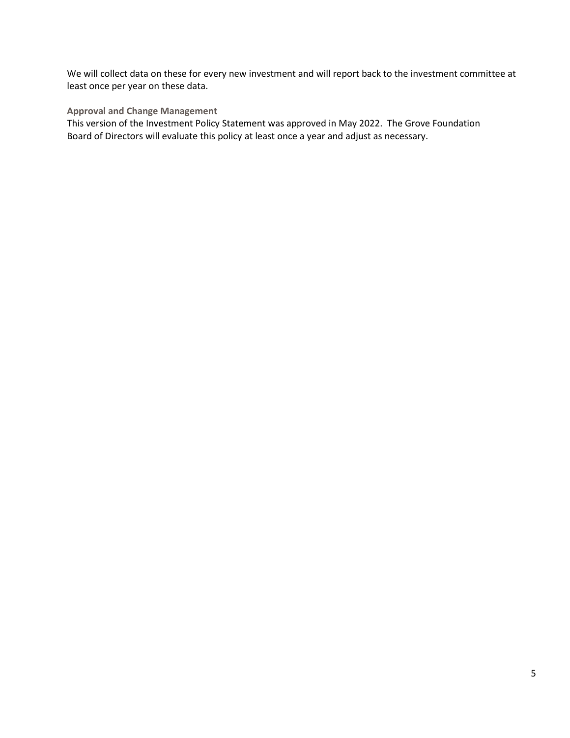We will collect data on these for every new investment and will report back to the investment committee at least once per year on these data.

### Approval and Change Management

This version of the Investment Policy Statement was approved in May 2022. The Grove Foundation Board of Directors will evaluate this policy at least once a year and adjust as necessary.